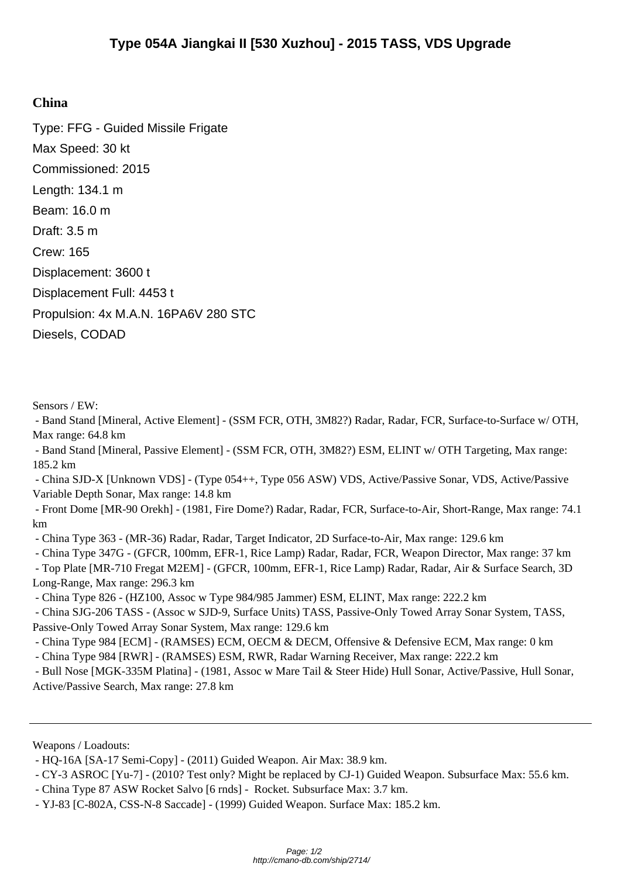# Type 054A Jiangkai II [530 Xuzhou] - 2015 TASS, VDS Upgrade

## China

Type: FFG - Guided Missile Frigate

Max Speed: 30 kt

Commissioned: 2015

Length: 134.1 m

Beam: 16.0 m

Draft: 3.5 m

Crew: 165

Displacement: 3600 t

Displacement Full: 4453 t

Propulsion: 4x M.A.N. 16PA6V 280 STC Diesels, CODAD

Sensors / EW:

- Band Stand [Mineral, Active Element] - (SSM FCR, OTH, 3M82?) Radar, Radar, FCR, Surface-to-Surface w/ OTH, Max range: 64.8 km
- Band Stand [Mineral, Passive Element] - (SSM FCR, OTH, 3M82?) ESM, ELINT w/ OTH Targeting, Max range: 185.2 km
- China SJD-X [Unknown VDS] - (Type 054++, Type 056 ASW) VDS, Active/Passive Sonar, VDS, Active/Passive Variable Depth Sonar, Max range: 14.8 km
- Front Dome [MR-90 Orekh] - (1981, Fire Dome?) Radar, Radar, FCR, Surface-to-Air, Short-Range, Max range: 74.1 km
- China Type 363 - (MR-36) Radar, Radar, Target Indicator, 2D Surface-to-Air, Max range: 129.6 km
- China Type 347G - (GFCR, 100mm, EFR-1, Rice Lamp) Radar, Radar, FCR, Weapon Director, Max range: 37 km
- Top Plate [MR-710 Fregat M2EM] - (GFCR, 100mm, EFR-1, Rice Lamp) Radar, Radar, Air & Surface Search, 3D Long-Range, Max range: 296.3 km
- China Type 826 - (HZ100, Assoc w Type 984/985 Jammer) ESM, ELINT, Max range: 222.2 km
- China SJG-206 TASS - (Assoc w SJD-9, Surface Units) TASS, Passive-Only Towed Array Sonar System, TASS, Passive-Only Towed Array Sonar System, Max range: 129.6 km
- China Type 984 [ECM] - (RAMSES) ECM, OECM & DECM, Offensive & Defensive ECM, Max range: 0 km
- China Type 984 [RWR] - (RAMSES) ESM, RWR, Radar Warning Receiver, Max range: 222.2 km
- Bull Nose [MGK-335M Platina] - (1981, Assoc w Mare Tail & Steer Hide) Hull Sonar, Active/Passive, Hull Sonar, Active/Passive Search, Max range: 27.8 km

---

Weapons / Loadouts:

- HQ-16A [SA-17 Semi-Copy] - (2011) Guided Weapon. Air Max: 38.9 km.
- CY-3 ASROC [Yu-7] - (2010? Test only? Might be replaced by CJ-1) Guided Weapon. Subsurface Max: 55.6 km.
- China Type 87 ASW Rocket Salvo [6 rnds] - Rocket. Subsurface Max: 3.7 km.
- YJ-83 [C-802A, CSS-N-8 Saccade] - (1999) Guided Weapon. Surface Max: 185.2 km.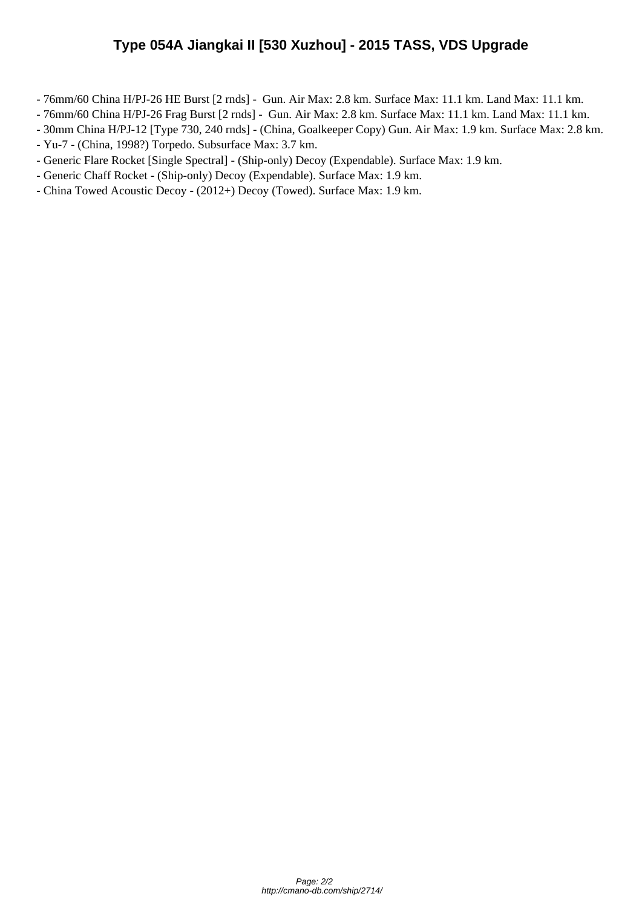- 76mm/60 China H/PJ-26 HE Burst [2 rnds] - Gun. Air Max: 2.8 km. Surface Max: 11.1 km. Land Max: 11.1 km.
- 76mm/60 China H/PJ-26 Frag Burst [2 rnds] - Gun. Air Max: 2.8 km. Surface Max: 11.1 km. Land Max: 11.1 km.
- 30mm China H/PJ-12 [Type 730, 240 rnds] - (China, Goalkeeper Copy) Gun. Air Max: 1.9 km. Surface Max: 2.8 km.
- Yu-7 - (China, 1998?) Torpedo. Subsurface Max: 3.7 km.
- Generic Flare Rocket [Single Spectral] - (Ship-only) Decoy (Expendable). Surface Max: 1.9 km.
- Generic Chaff Rocket - (Ship-only) Decoy (Expendable). Surface Max: 1.9 km.
- China Towed Acoustic Decoy - (2012+) Decoy (Towed). Surface Max: 1.9 km.